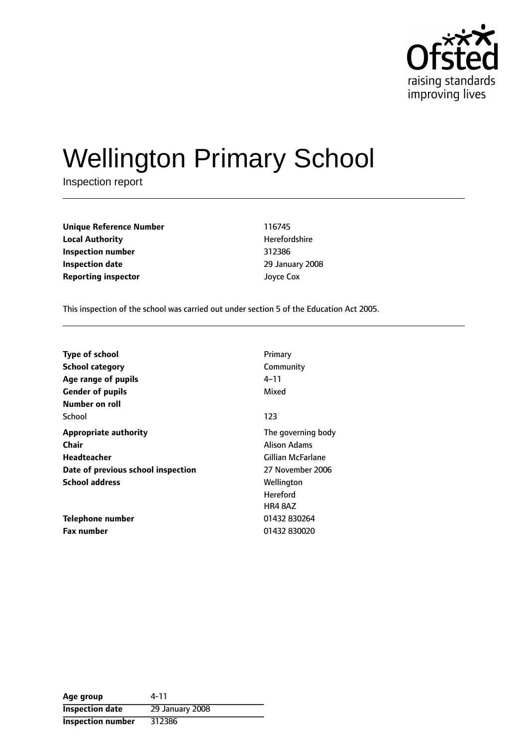# Wellington Primary School

Inspection report

| | |
|---|---|
| **Unique Reference Number** | 116745 |
| **Local Authority** | Herefordshire |
| **Inspection number** | 312386 |
| **Inspection date** | 29 January 2008 |
| **Reporting inspector** | Joyce Cox |

This inspection of the school was carried out under section 5 of the Education Act 2005.

| | |
|---|---|
| **Type of school** | Primary |
| **School category** | Community |
| **Age range of pupils** | 4–11 |
| **Gender of pupils** | Mixed |
| **Number on roll** | |
| School | 123 |
| **Appropriate authority** | The governing body |
| **Chair** | Alison Adams |
| **Headteacher** | Gillian McFarlane |
| **Date of previous school inspection** | 27 November 2006 |
| **School address** | Wellington<br>Hereford<br>HR4 8AZ |
| **Telephone number** | 01432 830264 |
| **Fax number** | 01432 830020 |

| | |
|---|---|
| **Age group** | 4-11 |
| **Inspection date** | 29 January 2008 |
| **Inspection number** | 312386 |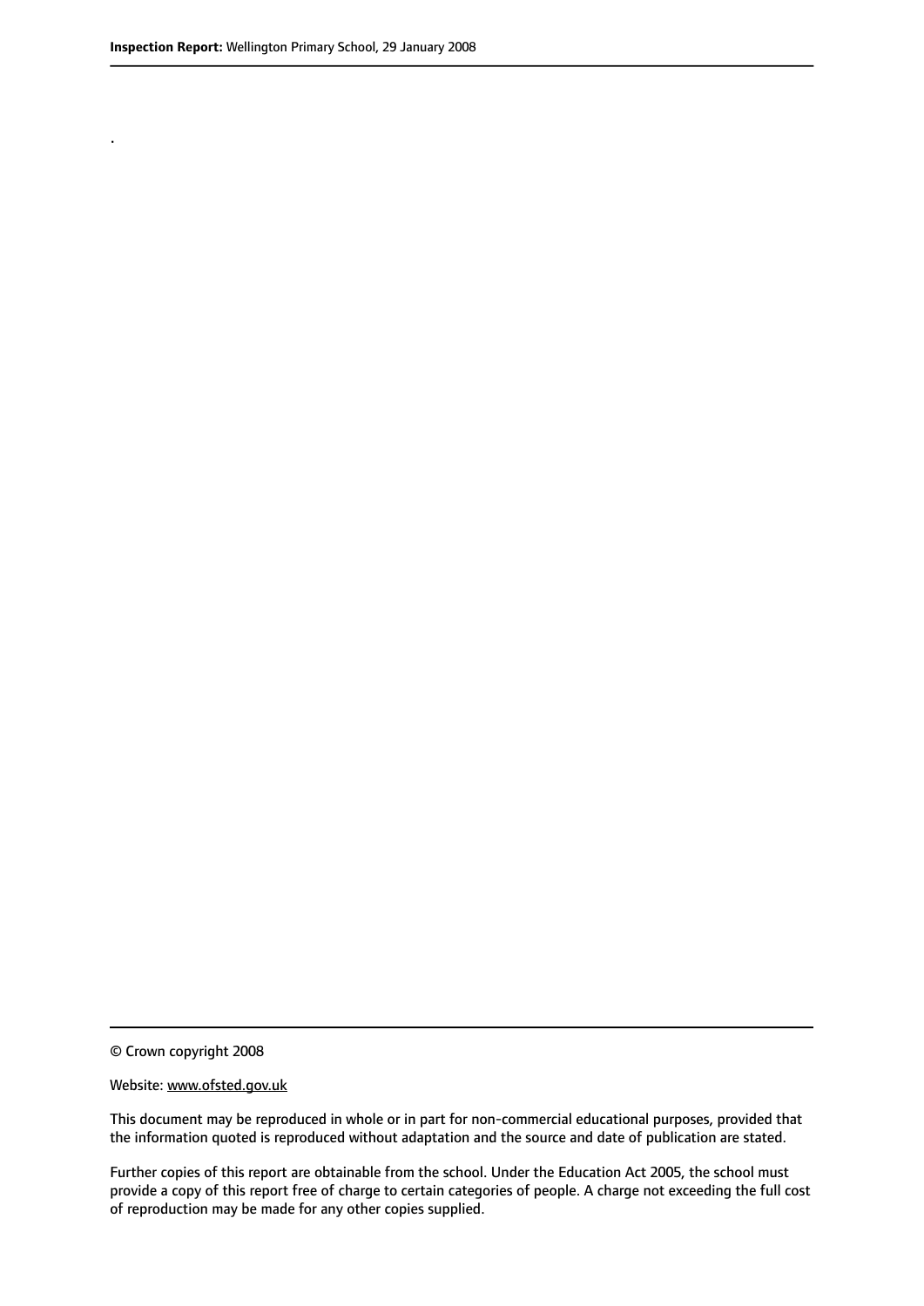.

© Crown copyright 2008

Website: www.ofsted.gov.uk

This document may be reproduced in whole or in part for non-commercial educational purposes, provided that the information quoted is reproduced without adaptation and the source and date of publication are stated.

Further copies of this report are obtainable from the school. Under the Education Act 2005, the school must provide a copy of this report free of charge to certain categories of people. A charge not exceeding the full cost of reproduction may be made for any other copies supplied.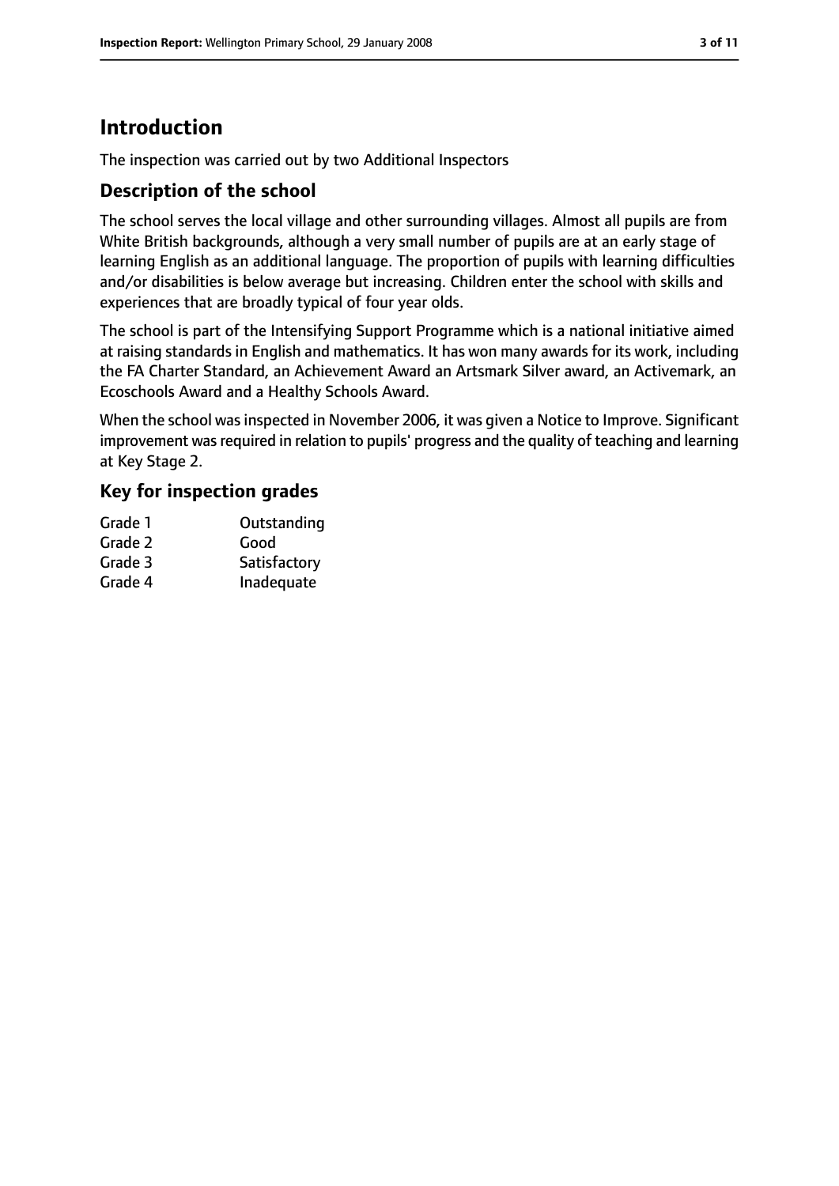# Introduction

The inspection was carried out by two Additional Inspectors

## Description of the school

The school serves the local village and other surrounding villages. Almost all pupils are from White British backgrounds, although a very small number of pupils are at an early stage of learning English as an additional language. The proportion of pupils with learning difficulties and/or disabilities is below average but increasing. Children enter the school with skills and experiences that are broadly typical of four year olds.

The school is part of the Intensifying Support Programme which is a national initiative aimed at raising standards in English and mathematics. It has won many awards for its work, including the FA Charter Standard, an Achievement Award an Artsmark Silver award, an Activemark, an Ecoschools Award and a Healthy Schools Award.

When the school was inspected in November 2006, it was given a Notice to Improve. Significant improvement was required in relation to pupils' progress and the quality of teaching and learning at Key Stage 2.

## Key for inspection grades

| | |
|---|---|
| Grade 1 | Outstanding |
| Grade 2 | Good |
| Grade 3 | Satisfactory |
| Grade 4 | Inadequate |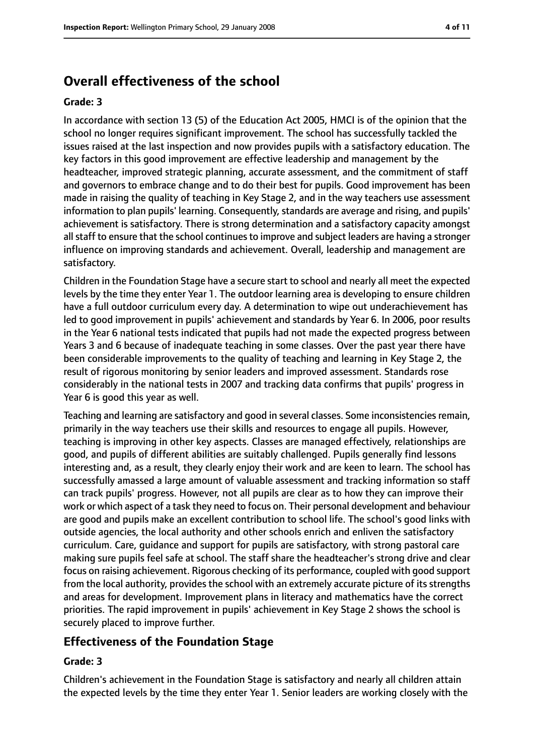## Overall effectiveness of the school

**Grade: 3**

In accordance with section 13 (5) of the Education Act 2005, HMCI is of the opinion that the school no longer requires significant improvement. The school has successfully tackled the issues raised at the last inspection and now provides pupils with a satisfactory education. The key factors in this good improvement are effective leadership and management by the headteacher, improved strategic planning, accurate assessment, and the commitment of staff and governors to embrace change and to do their best for pupils. Good improvement has been made in raising the quality of teaching in Key Stage 2, and in the way teachers use assessment information to plan pupils' learning. Consequently, standards are average and rising, and pupils' achievement is satisfactory. There is strong determination and a satisfactory capacity amongst all staff to ensure that the school continues to improve and subject leaders are having a stronger influence on improving standards and achievement. Overall, leadership and management are satisfactory.

Children in the Foundation Stage have a secure start to school and nearly all meet the expected levels by the time they enter Year 1. The outdoor learning area is developing to ensure children have a full outdoor curriculum every day. A determination to wipe out underachievement has led to good improvement in pupils' achievement and standards by Year 6. In 2006, poor results in the Year 6 national tests indicated that pupils had not made the expected progress between Years 3 and 6 because of inadequate teaching in some classes. Over the past year there have been considerable improvements to the quality of teaching and learning in Key Stage 2, the result of rigorous monitoring by senior leaders and improved assessment. Standards rose considerably in the national tests in 2007 and tracking data confirms that pupils' progress in Year 6 is good this year as well.

Teaching and learning are satisfactory and good in several classes. Some inconsistencies remain, primarily in the way teachers use their skills and resources to engage all pupils. However, teaching is improving in other key aspects. Classes are managed effectively, relationships are good, and pupils of different abilities are suitably challenged. Pupils generally find lessons interesting and, as a result, they clearly enjoy their work and are keen to learn. The school has successfully amassed a large amount of valuable assessment and tracking information so staff can track pupils' progress. However, not all pupils are clear as to how they can improve their work or which aspect of a task they need to focus on. Their personal development and behaviour are good and pupils make an excellent contribution to school life. The school's good links with outside agencies, the local authority and other schools enrich and enliven the satisfactory curriculum. Care, guidance and support for pupils are satisfactory, with strong pastoral care making sure pupils feel safe at school. The staff share the headteacher's strong drive and clear focus on raising achievement. Rigorous checking of its performance, coupled with good support from the local authority, provides the school with an extremely accurate picture of its strengths and areas for development. Improvement plans in literacy and mathematics have the correct priorities. The rapid improvement in pupils' achievement in Key Stage 2 shows the school is securely placed to improve further.

## Effectiveness of the Foundation Stage

**Grade: 3**

Children's achievement in the Foundation Stage is satisfactory and nearly all children attain the expected levels by the time they enter Year 1. Senior leaders are working closely with the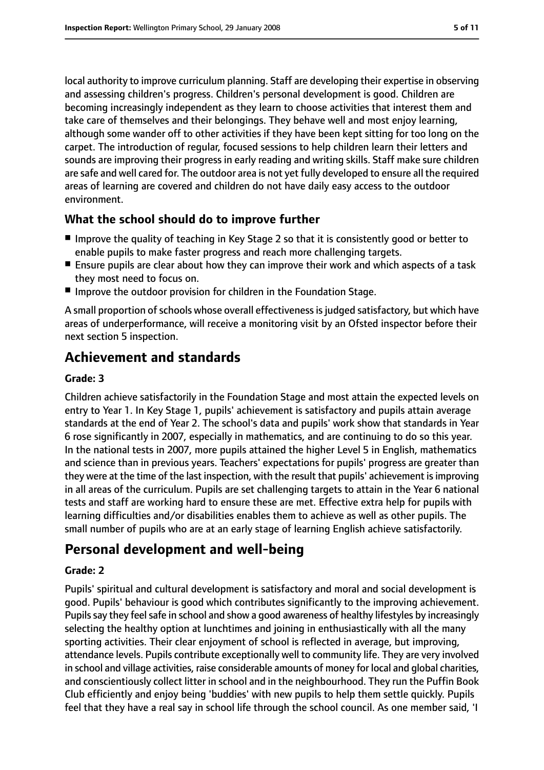local authority to improve curriculum planning. Staff are developing their expertise in observing and assessing children's progress. Children's personal development is good. Children are becoming increasingly independent as they learn to choose activities that interest them and take care of themselves and their belongings. They behave well and most enjoy learning, although some wander off to other activities if they have been kept sitting for too long on the carpet. The introduction of regular, focused sessions to help children learn their letters and sounds are improving their progress in early reading and writing skills. Staff make sure children are safe and well cared for. The outdoor area is not yet fully developed to ensure all the required areas of learning are covered and children do not have daily easy access to the outdoor environment.

### What the school should do to improve further

- Improve the quality of teaching in Key Stage 2 so that it is consistently good or better to enable pupils to make faster progress and reach more challenging targets.
- Ensure pupils are clear about how they can improve their work and which aspects of a task they most need to focus on.
- Improve the outdoor provision for children in the Foundation Stage.

A small proportion of schools whose overall effectiveness is judged satisfactory, but which have areas of underperformance, will receive a monitoring visit by an Ofsted inspector before their next section 5 inspection.

## Achievement and standards

#### Grade: 3

Children achieve satisfactorily in the Foundation Stage and most attain the expected levels on entry to Year 1. In Key Stage 1, pupils' achievement is satisfactory and pupils attain average standards at the end of Year 2. The school's data and pupils' work show that standards in Year 6 rose significantly in 2007, especially in mathematics, and are continuing to do so this year. In the national tests in 2007, more pupils attained the higher Level 5 in English, mathematics and science than in previous years. Teachers' expectations for pupils' progress are greater than they were at the time of the last inspection, with the result that pupils' achievement is improving in all areas of the curriculum. Pupils are set challenging targets to attain in the Year 6 national tests and staff are working hard to ensure these are met. Effective extra help for pupils with learning difficulties and/or disabilities enables them to achieve as well as other pupils. The small number of pupils who are at an early stage of learning English achieve satisfactorily.

## Personal development and well-being

#### Grade: 2

Pupils' spiritual and cultural development is satisfactory and moral and social development is good. Pupils' behaviour is good which contributes significantly to the improving achievement. Pupils say they feel safe in school and show a good awareness of healthy lifestyles by increasingly selecting the healthy option at lunchtimes and joining in enthusiastically with all the many sporting activities. Their clear enjoyment of school is reflected in average, but improving, attendance levels. Pupils contribute exceptionally well to community life. They are very involved in school and village activities, raise considerable amounts of money for local and global charities, and conscientiously collect litter in school and in the neighbourhood. They run the Puffin Book Club efficiently and enjoy being 'buddies' with new pupils to help them settle quickly. Pupils feel that they have a real say in school life through the school council. As one member said, 'I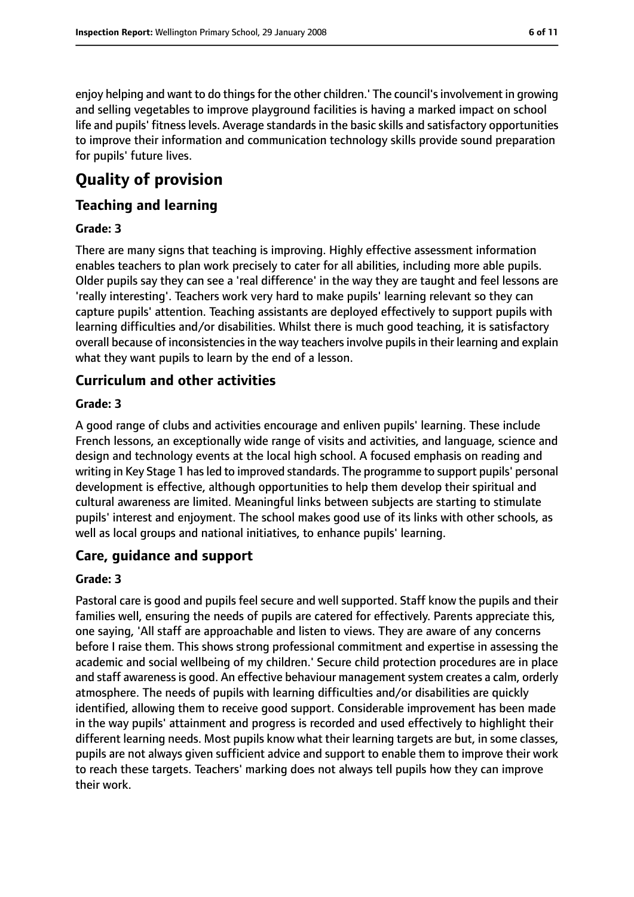enjoy helping and want to do things for the other children.' The council's involvement in growing and selling vegetables to improve playground facilities is having a marked impact on school life and pupils' fitness levels. Average standards in the basic skills and satisfactory opportunities to improve their information and communication technology skills provide sound preparation for pupils' future lives.

# Quality of provision

## Teaching and learning

### Grade: 3

There are many signs that teaching is improving. Highly effective assessment information enables teachers to plan work precisely to cater for all abilities, including more able pupils. Older pupils say they can see a 'real difference' in the way they are taught and feel lessons are 'really interesting'. Teachers work very hard to make pupils' learning relevant so they can capture pupils' attention. Teaching assistants are deployed effectively to support pupils with learning difficulties and/or disabilities. Whilst there is much good teaching, it is satisfactory overall because of inconsistencies in the way teachers involve pupils in their learning and explain what they want pupils to learn by the end of a lesson.

## Curriculum and other activities

### Grade: 3

A good range of clubs and activities encourage and enliven pupils' learning. These include French lessons, an exceptionally wide range of visits and activities, and language, science and design and technology events at the local high school. A focused emphasis on reading and writing in Key Stage 1 has led to improved standards. The programme to support pupils' personal development is effective, although opportunities to help them develop their spiritual and cultural awareness are limited. Meaningful links between subjects are starting to stimulate pupils' interest and enjoyment. The school makes good use of its links with other schools, as well as local groups and national initiatives, to enhance pupils' learning.

## Care, guidance and support

### Grade: 3

Pastoral care is good and pupils feel secure and well supported. Staff know the pupils and their families well, ensuring the needs of pupils are catered for effectively. Parents appreciate this, one saying, 'All staff are approachable and listen to views. They are aware of any concerns before I raise them. This shows strong professional commitment and expertise in assessing the academic and social wellbeing of my children.' Secure child protection procedures are in place and staff awareness is good. An effective behaviour management system creates a calm, orderly atmosphere. The needs of pupils with learning difficulties and/or disabilities are quickly identified, allowing them to receive good support. Considerable improvement has been made in the way pupils' attainment and progress is recorded and used effectively to highlight their different learning needs. Most pupils know what their learning targets are but, in some classes, pupils are not always given sufficient advice and support to enable them to improve their work to reach these targets. Teachers' marking does not always tell pupils how they can improve their work.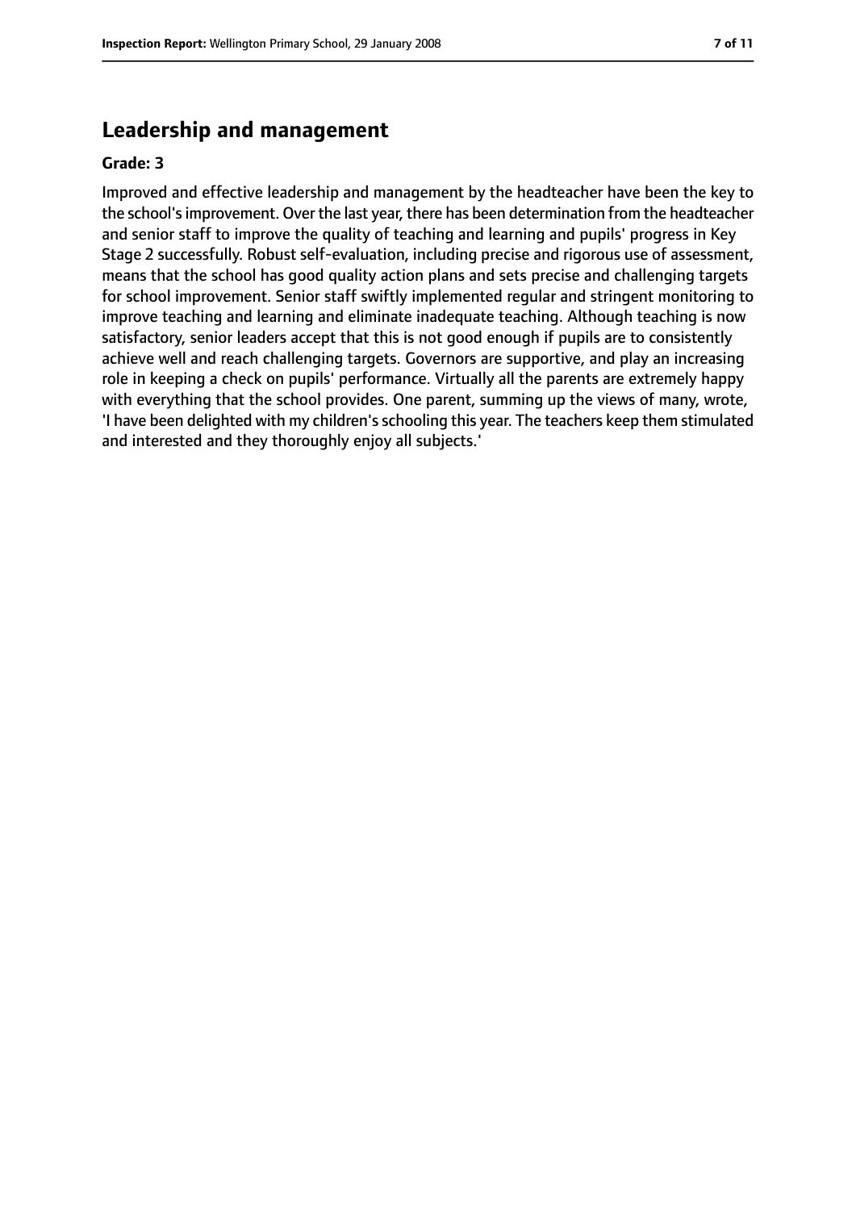## Leadership and management

**Grade: 3**

Improved and effective leadership and management by the headteacher have been the key to the school's improvement. Over the last year, there has been determination from the headteacher and senior staff to improve the quality of teaching and learning and pupils' progress in Key Stage 2 successfully. Robust self-evaluation, including precise and rigorous use of assessment, means that the school has good quality action plans and sets precise and challenging targets for school improvement. Senior staff swiftly implemented regular and stringent monitoring to improve teaching and learning and eliminate inadequate teaching. Although teaching is now satisfactory, senior leaders accept that this is not good enough if pupils are to consistently achieve well and reach challenging targets. Governors are supportive, and play an increasing role in keeping a check on pupils' performance. Virtually all the parents are extremely happy with everything that the school provides. One parent, summing up the views of many, wrote, 'I have been delighted with my children's schooling this year. The teachers keep them stimulated and interested and they thoroughly enjoy all subjects.'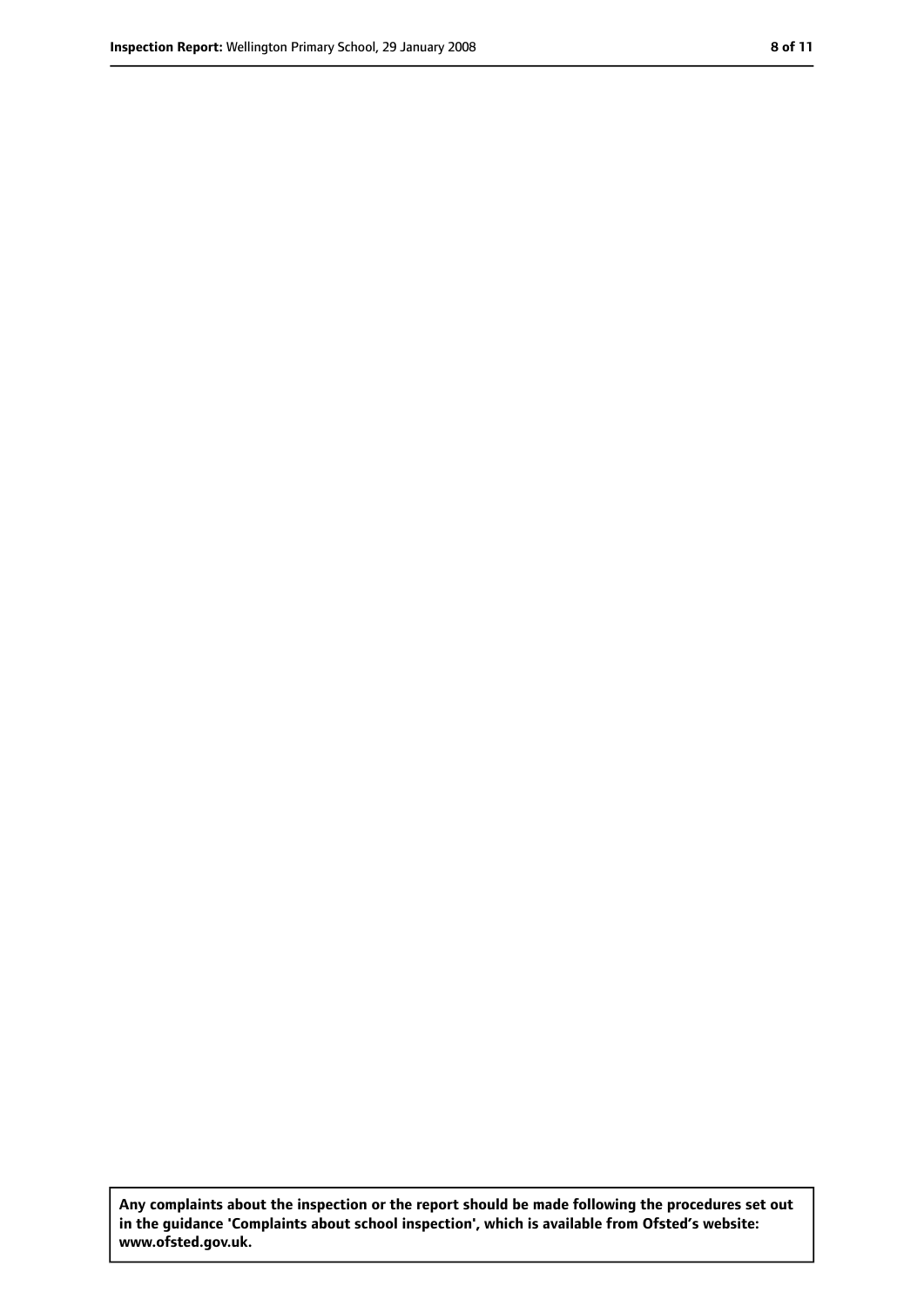**Any complaints about the inspection or the report should be made following the procedures set out in the guidance 'Complaints about school inspection', which is available from Ofsted's website: www.ofsted.gov.uk.**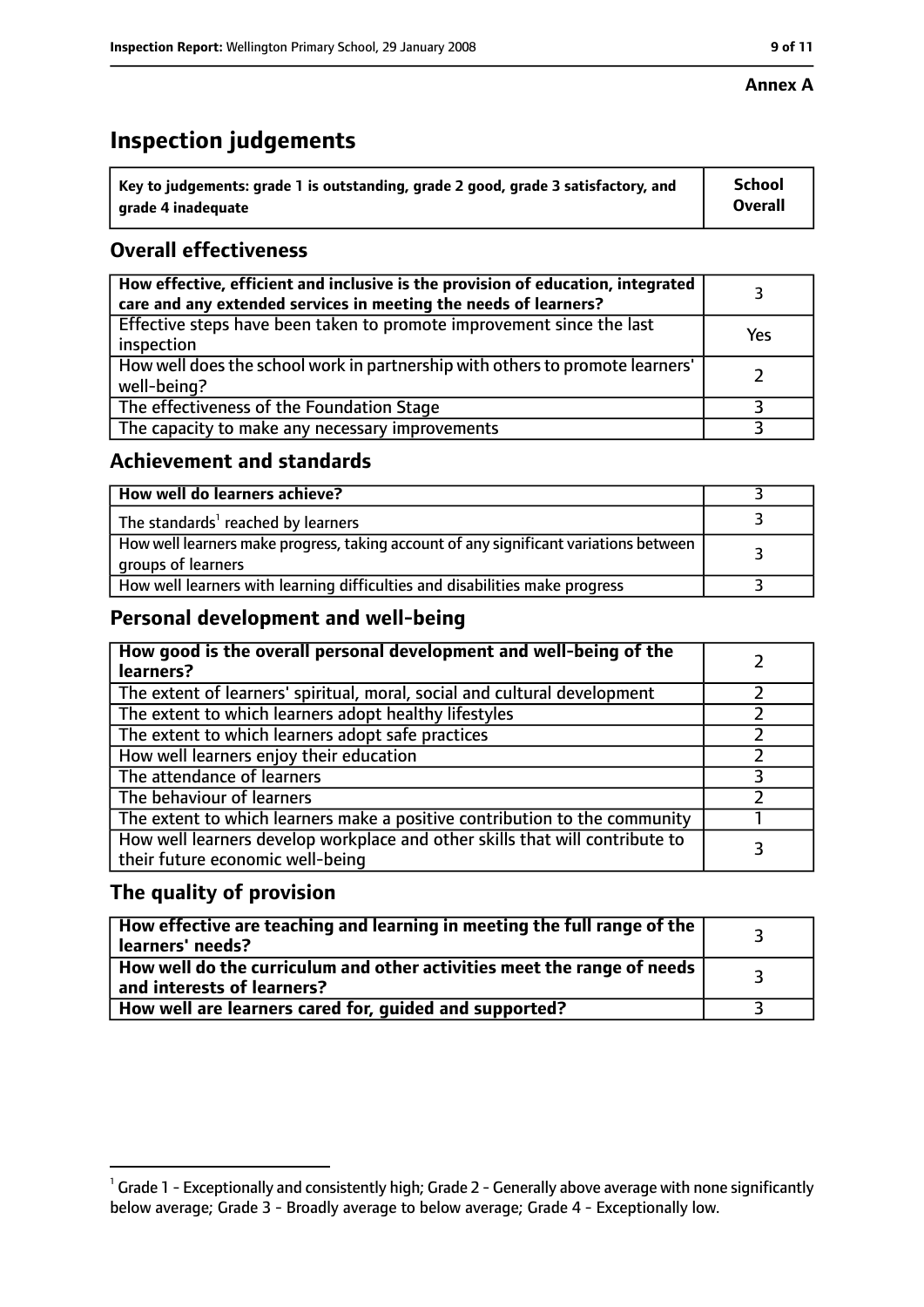**Annex A**

# Inspection judgements

| Key to judgements: grade 1 is outstanding, grade 2 good, grade 3 satisfactory, and grade 4 inadequate | School Overall |
|---|---|

## Overall effectiveness

| | |
|---|---|
| How effective, efficient and inclusive is the provision of education, integrated care and any extended services in meeting the needs of learners? | 3 |
| Effective steps have been taken to promote improvement since the last inspection | Yes |
| How well does the school work in partnership with others to promote learners' well-being? | 2 |
| The effectiveness of the Foundation Stage | 3 |
| The capacity to make any necessary improvements | 3 |

## Achievement and standards

| | |
|---|---|
| How well do learners achieve? | 3 |
| The standards[1] reached by learners | 3 |
| How well learners make progress, taking account of any significant variations between groups of learners | 3 |
| How well learners with learning difficulties and disabilities make progress | 3 |

## Personal development and well-being

| | |
|---|---|
| How good is the overall personal development and well-being of the learners? | 2 |
| The extent of learners' spiritual, moral, social and cultural development | 2 |
| The extent to which learners adopt healthy lifestyles | 2 |
| The extent to which learners adopt safe practices | 2 |
| How well learners enjoy their education | 2 |
| The attendance of learners | 3 |
| The behaviour of learners | 2 |
| The extent to which learners make a positive contribution to the community | 1 |
| How well learners develop workplace and other skills that will contribute to their future economic well-being | 3 |

## The quality of provision

| | |
|---|---|
| How effective are teaching and learning in meeting the full range of the learners' needs? | 3 |
| How well do the curriculum and other activities meet the range of needs and interests of learners? | 3 |
| How well are learners cared for, guided and supported? | 3 |

[1] Grade 1 - Exceptionally and consistently high; Grade 2 - Generally above average with none significantly below average; Grade 3 - Broadly average to below average; Grade 4 - Exceptionally low.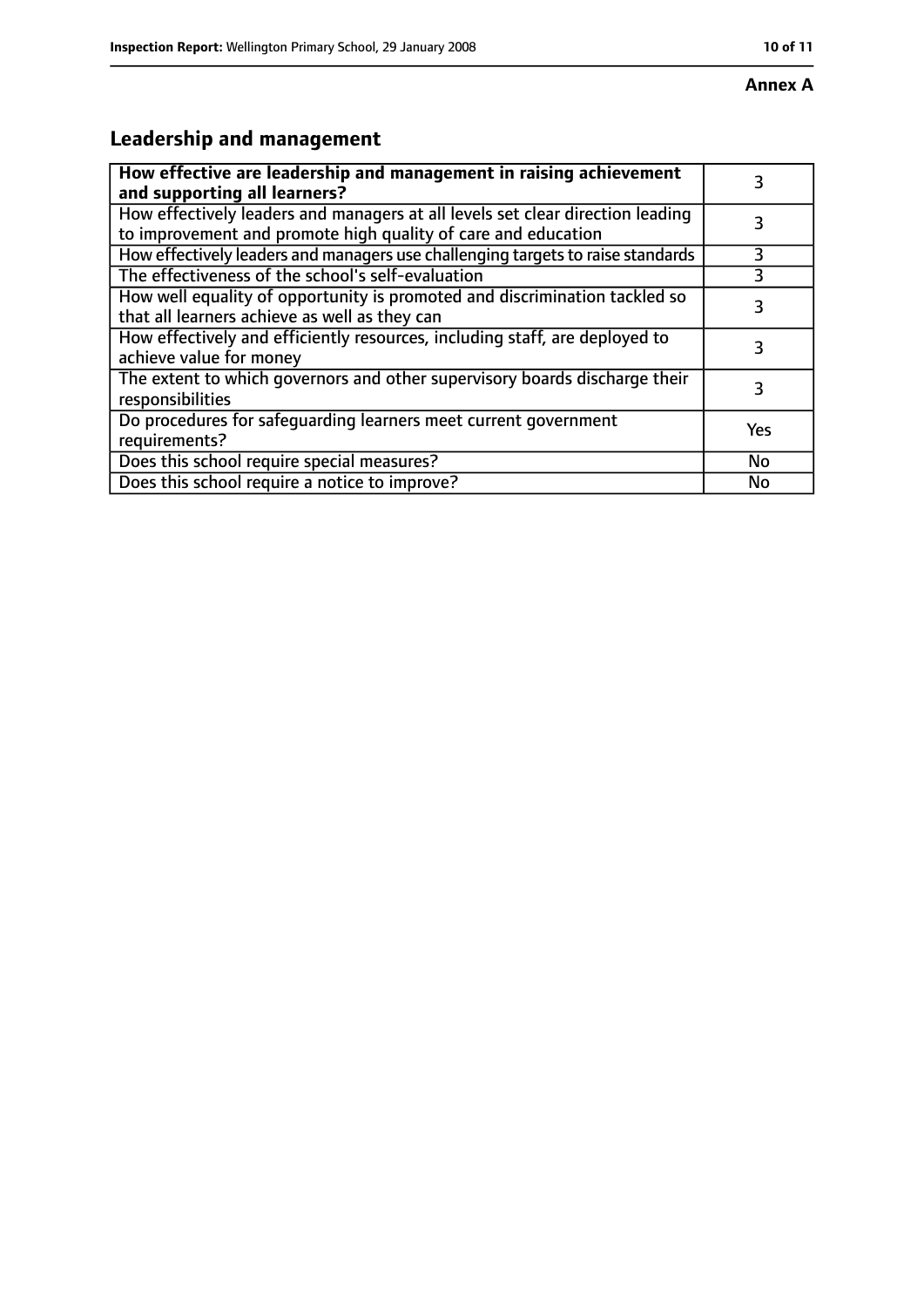**Annex A**

## Leadership and management

| How effective are leadership and management in raising achievement and supporting all learners? | 3 |
| --- | --- |
| How effectively leaders and managers at all levels set clear direction leading to improvement and promote high quality of care and education | 3 |
| How effectively leaders and managers use challenging targets to raise standards | 3 |
| The effectiveness of the school's self-evaluation | 3 |
| How well equality of opportunity is promoted and discrimination tackled so that all learners achieve as well as they can | 3 |
| How effectively and efficiently resources, including staff, are deployed to achieve value for money | 3 |
| The extent to which governors and other supervisory boards discharge their responsibilities | 3 |
| Do procedures for safeguarding learners meet current government requirements? | Yes |
| Does this school require special measures? | No |
| Does this school require a notice to improve? | No |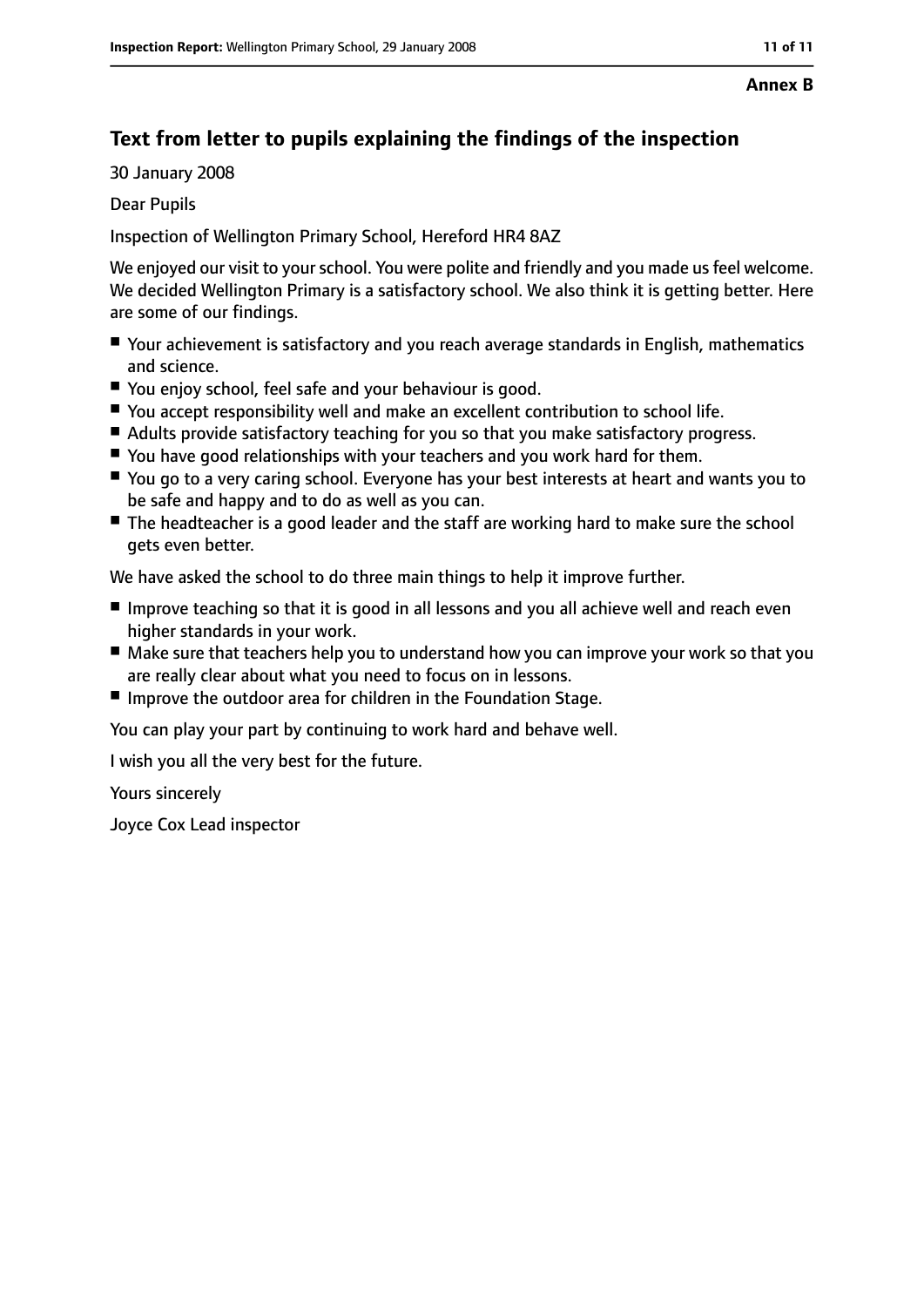**Annex B**

## Text from letter to pupils explaining the findings of the inspection

30 January 2008

Dear Pupils

Inspection of Wellington Primary School, Hereford HR4 8AZ

We enjoyed our visit to your school. You were polite and friendly and you made us feel welcome. We decided Wellington Primary is a satisfactory school. We also think it is getting better. Here are some of our findings.

- Your achievement is satisfactory and you reach average standards in English, mathematics and science.
- You enjoy school, feel safe and your behaviour is good.
- You accept responsibility well and make an excellent contribution to school life.
- Adults provide satisfactory teaching for you so that you make satisfactory progress.
- You have good relationships with your teachers and you work hard for them.
- You go to a very caring school. Everyone has your best interests at heart and wants you to be safe and happy and to do as well as you can.
- The headteacher is a good leader and the staff are working hard to make sure the school gets even better.

We have asked the school to do three main things to help it improve further.

- Improve teaching so that it is good in all lessons and you all achieve well and reach even higher standards in your work.
- Make sure that teachers help you to understand how you can improve your work so that you are really clear about what you need to focus on in lessons.
- Improve the outdoor area for children in the Foundation Stage.

You can play your part by continuing to work hard and behave well.

I wish you all the very best for the future.

Yours sincerely

Joyce Cox Lead inspector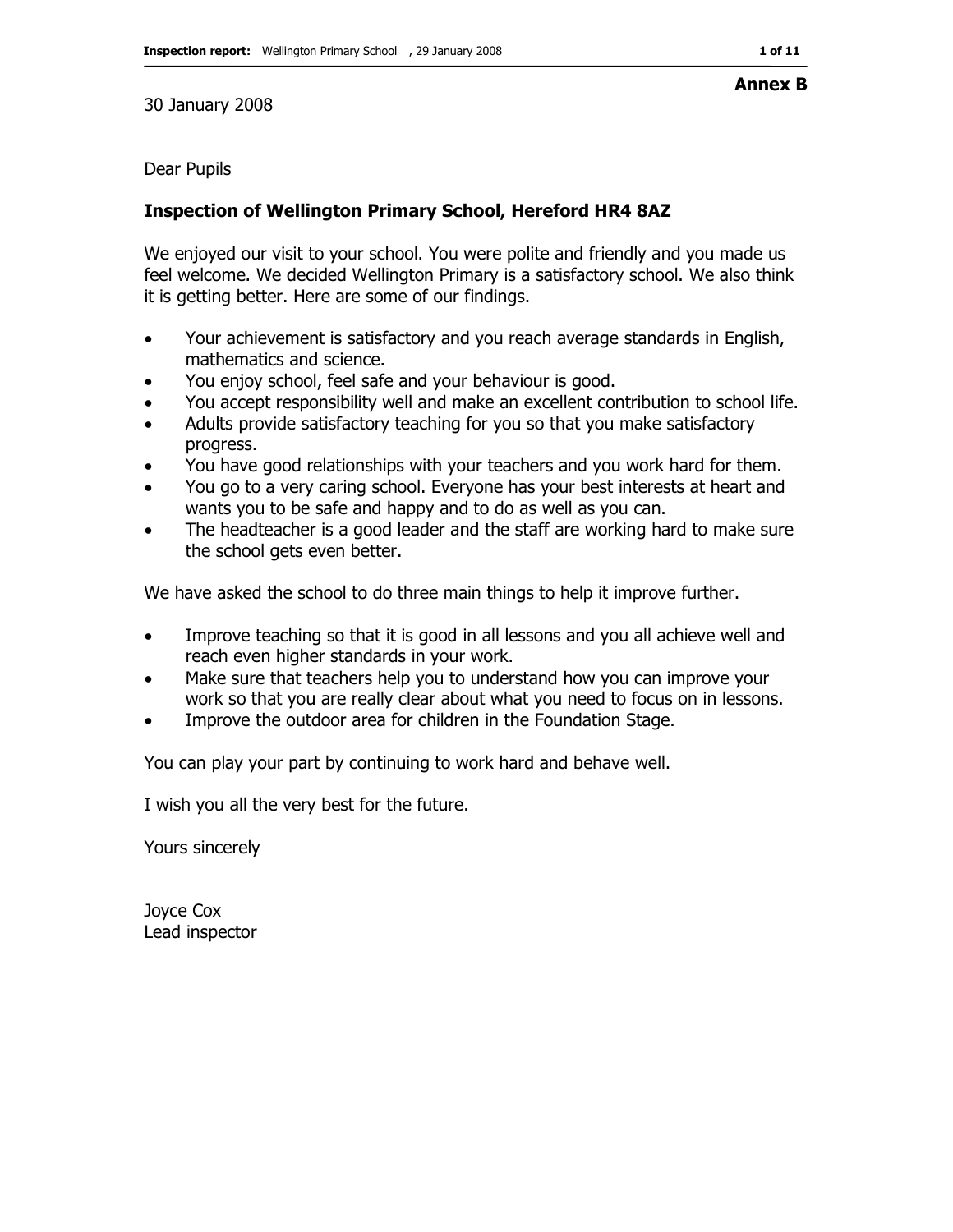**Annex B**

30 January 2008

Dear Pupils

**Inspection of Wellington Primary School, Hereford HR4 8AZ**

We enjoyed our visit to your school. You were polite and friendly and you made us feel welcome. We decided Wellington Primary is a satisfactory school. We also think it is getting better. Here are some of our findings.

- Your achievement is satisfactory and you reach average standards in English, mathematics and science.
- You enjoy school, feel safe and your behaviour is good.
- You accept responsibility well and make an excellent contribution to school life.
- Adults provide satisfactory teaching for you so that you make satisfactory progress.
- You have good relationships with your teachers and you work hard for them.
- You go to a very caring school. Everyone has your best interests at heart and wants you to be safe and happy and to do as well as you can.
- The headteacher is a good leader and the staff are working hard to make sure the school gets even better.

We have asked the school to do three main things to help it improve further.

- Improve teaching so that it is good in all lessons and you all achieve well and reach even higher standards in your work.
- Make sure that teachers help you to understand how you can improve your work so that you are really clear about what you need to focus on in lessons.
- Improve the outdoor area for children in the Foundation Stage.

You can play your part by continuing to work hard and behave well.

I wish you all the very best for the future.

Yours sincerely

Joyce Cox
Lead inspector